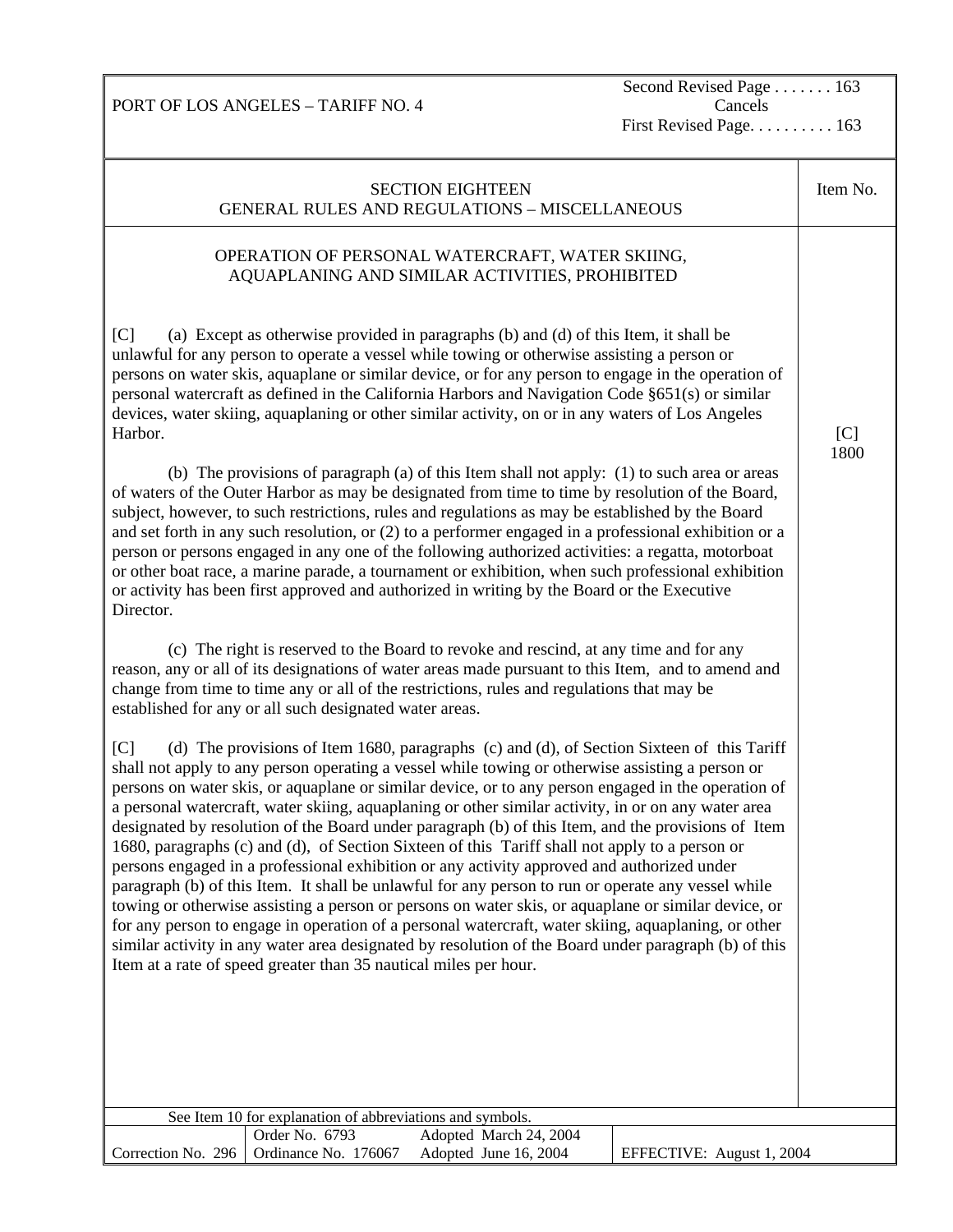PORT OF LOS ANGELES – TARIFF NO. 4

Second Revised Page . . . . . . . 163
Cancels
First Revised Page. . . . . . . . . 163

## SECTION EIGHTEEN
## GENERAL RULES AND REGULATIONS – MISCELLANEOUS

Item No. [C] 1800

### OPERATION OF PERSONAL WATERCRAFT, WATER SKIING, AQUAPLANING AND SIMILAR ACTIVITIES, PROHIBITED

[C] (a) Except as otherwise provided in paragraphs (b) and (d) of this Item, it shall be unlawful for any person to operate a vessel while towing or otherwise assisting a person or persons on water skis, aquaplane or similar device, or for any person to engage in the operation of personal watercraft as defined in the California Harbors and Navigation Code §651(s) or similar devices, water skiing, aquaplaning or other similar activity, on or in any waters of Los Angeles Harbor.

(b) The provisions of paragraph (a) of this Item shall not apply: (1) to such area or areas of waters of the Outer Harbor as may be designated from time to time by resolution of the Board, subject, however, to such restrictions, rules and regulations as may be established by the Board and set forth in any such resolution, or (2) to a performer engaged in a professional exhibition or a person or persons engaged in any one of the following authorized activities: a regatta, motorboat or other boat race, a marine parade, a tournament or exhibition, when such professional exhibition or activity has been first approved and authorized in writing by the Board or the Executive Director.

(c) The right is reserved to the Board to revoke and rescind, at any time and for any reason, any or all of its designations of water areas made pursuant to this Item, and to amend and change from time to time any or all of the restrictions, rules and regulations that may be established for any or all such designated water areas.

[C] (d) The provisions of Item 1680, paragraphs (c) and (d), of Section Sixteen of this Tariff shall not apply to any person operating a vessel while towing or otherwise assisting a person or persons on water skis, or aquaplane or similar device, or to any person engaged in the operation of a personal watercraft, water skiing, aquaplaning or other similar activity, in or on any water area designated by resolution of the Board under paragraph (b) of this Item, and the provisions of Item 1680, paragraphs (c) and (d), of Section Sixteen of this Tariff shall not apply to a person or persons engaged in a professional exhibition or any activity approved and authorized under paragraph (b) of this Item. It shall be unlawful for any person to run or operate any vessel while towing or otherwise assisting a person or persons on water skis, or aquaplane or similar device, or for any person to engage in operation of a personal watercraft, water skiing, aquaplaning, or other similar activity in any water area designated by resolution of the Board under paragraph (b) of this Item at a rate of speed greater than 35 nautical miles per hour.

See Item 10 for explanation of abbreviations and symbols.

| Correction No. 296 | Order No. 6793<br>Ordinance No. 176067 | Adopted March 24, 2004<br>Adopted June 16, 2004 | EFFECTIVE: August 1, 2004 |
|---|---|---|---|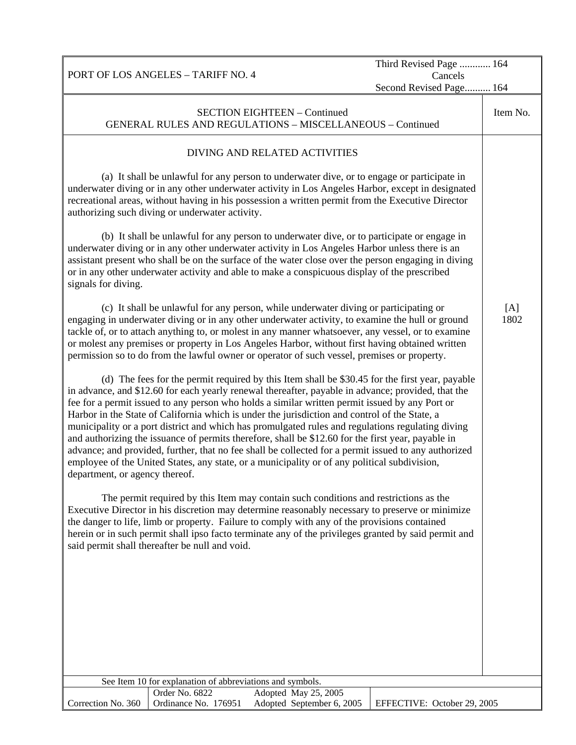PORT OF LOS ANGELES – TARIFF NO. 4

Third Revised Page ............ 164
Cancels
Second Revised Page.......... 164

SECTION EIGHTEEN – Continued
GENERAL RULES AND REGULATIONS – MISCELLANEOUS – Continued

Item No. [A] 1802

## DIVING AND RELATED ACTIVITIES

(a) It shall be unlawful for any person to underwater dive, or to engage or participate in underwater diving or in any other underwater activity in Los Angeles Harbor, except in designated recreational areas, without having in his possession a written permit from the Executive Director authorizing such diving or underwater activity.

(b) It shall be unlawful for any person to underwater dive, or to participate or engage in underwater diving or in any other underwater activity in Los Angeles Harbor unless there is an assistant present who shall be on the surface of the water close over the person engaging in diving or in any other underwater activity and able to make a conspicuous display of the prescribed signals for diving.

(c) It shall be unlawful for any person, while underwater diving or participating or engaging in underwater diving or in any other underwater activity, to examine the hull or ground tackle of, or to attach anything to, or molest in any manner whatsoever, any vessel, or to examine or molest any premises or property in Los Angeles Harbor, without first having obtained written permission so to do from the lawful owner or operator of such vessel, premises or property.

(d) The fees for the permit required by this Item shall be $30.45 for the first year, payable in advance, and $12.60 for each yearly renewal thereafter, payable in advance; provided, that the fee for a permit issued to any person who holds a similar written permit issued by any Port or Harbor in the State of California which is under the jurisdiction and control of the State, a municipality or a port district and which has promulgated rules and regulations regulating diving and authorizing the issuance of permits therefore, shall be $12.60 for the first year, payable in advance; and provided, further, that no fee shall be collected for a permit issued to any authorized employee of the United States, any state, or a municipality or of any political subdivision, department, or agency thereof.

The permit required by this Item may contain such conditions and restrictions as the Executive Director in his discretion may determine reasonably necessary to preserve or minimize the danger to life, limb or property. Failure to comply with any of the provisions contained herein or in such permit shall ipso facto terminate any of the privileges granted by said permit and said permit shall thereafter be null and void.

See Item 10 for explanation of abbreviations and symbols.

| Correction No. 360 | Order No. 6822<br>Ordinance No. 176951 | Adopted May 25, 2005<br>Adopted September 6, 2005 | EFFECTIVE: October 29, 2005 |
|---|---|---|---|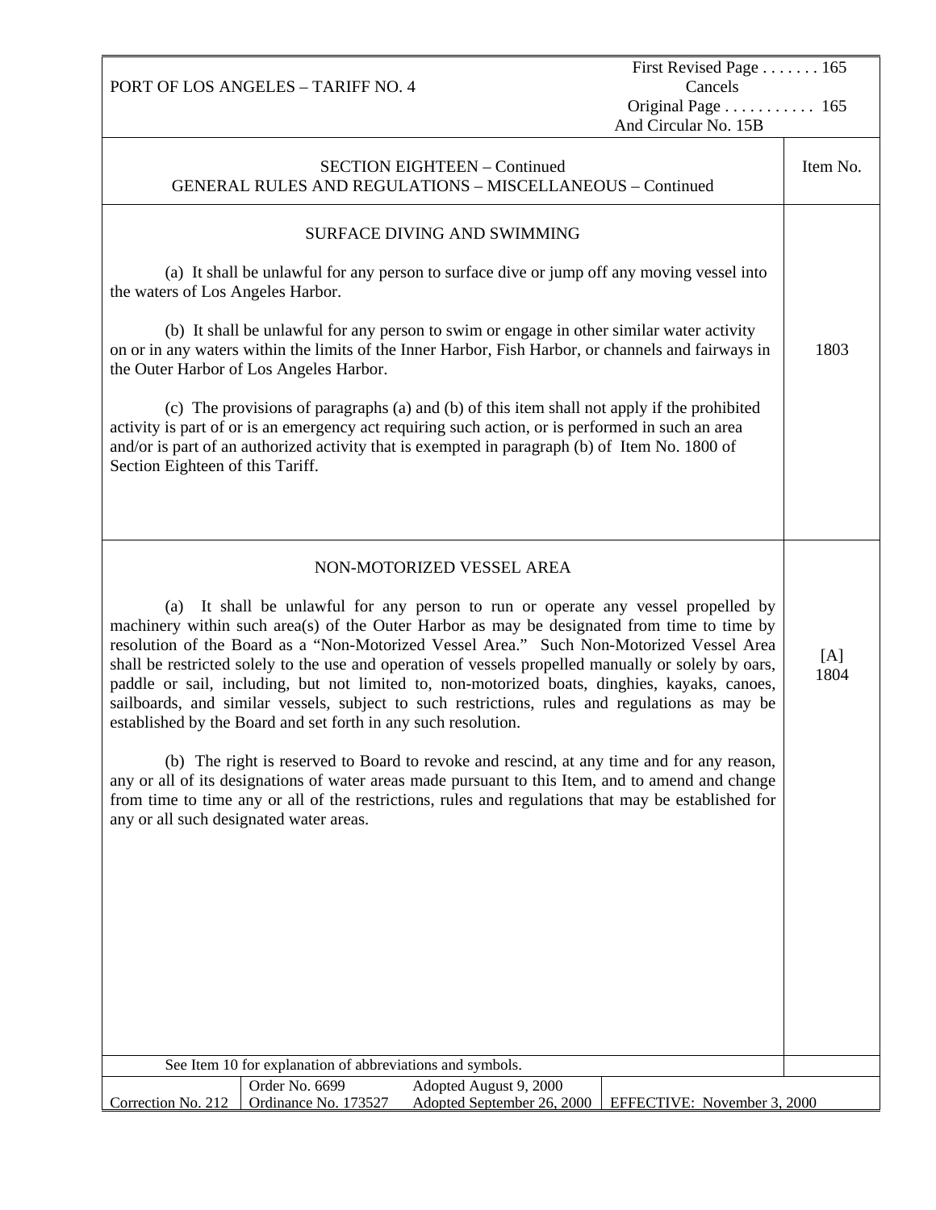PORT OF LOS ANGELES – TARIFF NO. 4

First Revised Page . . . . . . . 165
Cancels
Original Page . . . . . . . . . . . 165
And Circular No. 15B

## SECTION EIGHTEEN – Continued
## GENERAL RULES AND REGULATIONS – MISCELLANEOUS – Continued

### SURFACE DIVING AND SWIMMING

**Item No. 1803**

(a) It shall be unlawful for any person to surface dive or jump off any moving vessel into the waters of Los Angeles Harbor.

(b) It shall be unlawful for any person to swim or engage in other similar water activity on or in any waters within the limits of the Inner Harbor, Fish Harbor, or channels and fairways in the Outer Harbor of Los Angeles Harbor.

(c) The provisions of paragraphs (a) and (b) of this item shall not apply if the prohibited activity is part of or is an emergency act requiring such action, or is performed in such an area and/or is part of an authorized activity that is exempted in paragraph (b) of Item No. 1800 of Section Eighteen of this Tariff.

### NON-MOTORIZED VESSEL AREA

**Item No. [A] 1804**

(a) It shall be unlawful for any person to run or operate any vessel propelled by machinery within such area(s) of the Outer Harbor as may be designated from time to time by resolution of the Board as a "Non-Motorized Vessel Area." Such Non-Motorized Vessel Area shall be restricted solely to the use and operation of vessels propelled manually or solely by oars, paddle or sail, including, but not limited to, non-motorized boats, dinghies, kayaks, canoes, sailboards, and similar vessels, subject to such restrictions, rules and regulations as may be established by the Board and set forth in any such resolution.

(b) The right is reserved to Board to revoke and rescind, at any time and for any reason, any or all of its designations of water areas made pursuant to this Item, and to amend and change from time to time any or all of the restrictions, rules and regulations that may be established for any or all such designated water areas.

See Item 10 for explanation of abbreviations and symbols.

| Correction No. 212 | Order No. 6699<br>Ordinance No. 173527 | Adopted August 9, 2000<br>Adopted September 26, 2000 | EFFECTIVE: November 3, 2000 |
|---|---|---|---|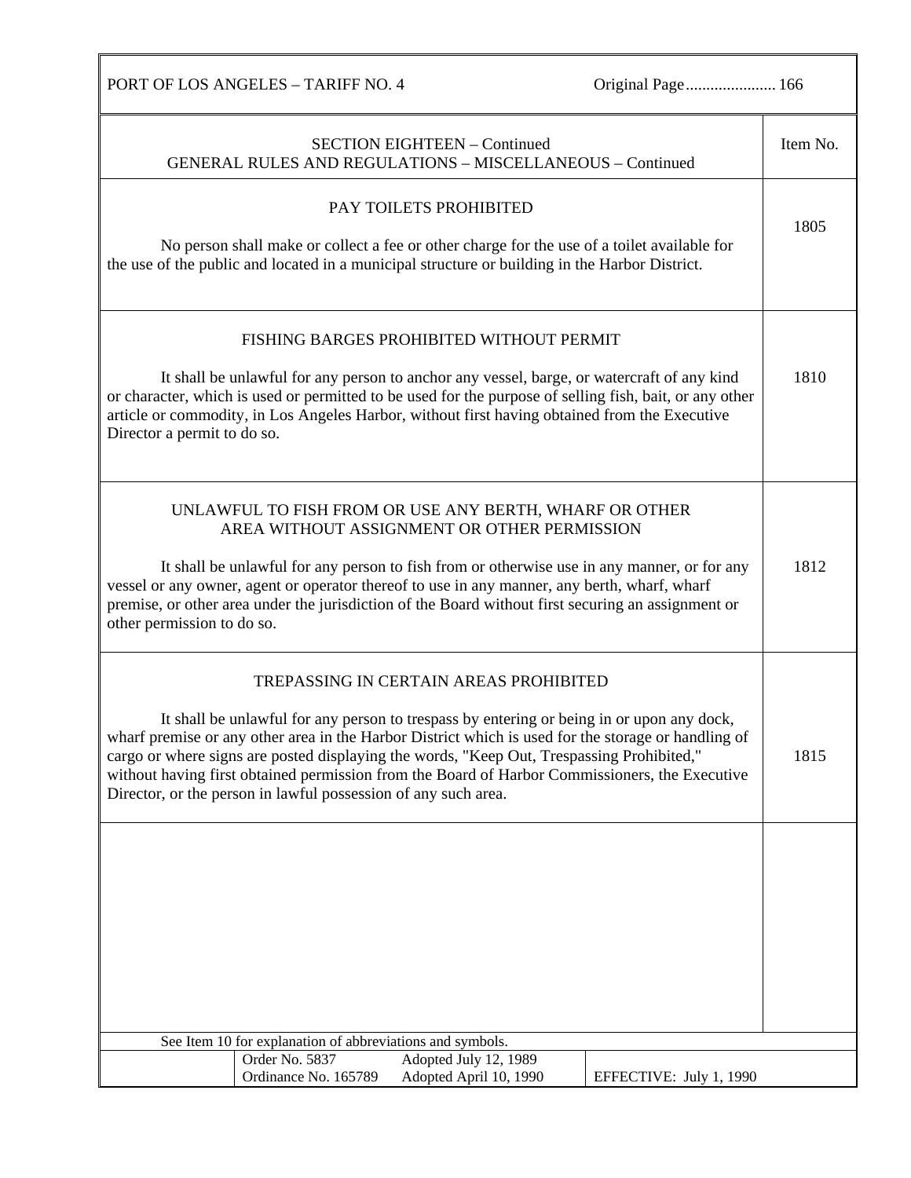SECTION EIGHTEEN – Continued
GENERAL RULES AND REGULATIONS – MISCELLANEOUS – Continued

| | Item No. |
|---|---|
| **PAY TOILETS PROHIBITED**<br><br>No person shall make or collect a fee or other charge for the use of a toilet available for the use of the public and located in a municipal structure or building in the Harbor District. | 1805 |
| **FISHING BARGES PROHIBITED WITHOUT PERMIT**<br><br>It shall be unlawful for any person to anchor any vessel, barge, or watercraft of any kind or character, which is used or permitted to be used for the purpose of selling fish, bait, or any other article or commodity, in Los Angeles Harbor, without first having obtained from the Executive Director a permit to do so. | 1810 |
| **UNLAWFUL TO FISH FROM OR USE ANY BERTH, WHARF OR OTHER AREA WITHOUT ASSIGNMENT OR OTHER PERMISSION**<br><br>It shall be unlawful for any person to fish from or otherwise use in any manner, or for any vessel or any owner, agent or operator thereof to use in any manner, any berth, wharf, wharf premise, or other area under the jurisdiction of the Board without first securing an assignment or other permission to do so. | 1812 |
| **TREPASSING IN CERTAIN AREAS PROHIBITED**<br><br>It shall be unlawful for any person to trespass by entering or being in or upon any dock, wharf premise or any other area in the Harbor District which is used for the storage or handling of cargo or where signs are posted displaying the words, "Keep Out, Trespassing Prohibited," without having first obtained permission from the Board of Harbor Commissioners, the Executive Director, or the person in lawful possession of any such area. | 1815 |

See Item 10 for explanation of abbreviations and symbols.

| Order No. 5837 | Adopted July 12, 1989 | |
|---|---|---|
| Ordinance No. 165789 | Adopted April 10, 1990 | EFFECTIVE: July 1, 1990 |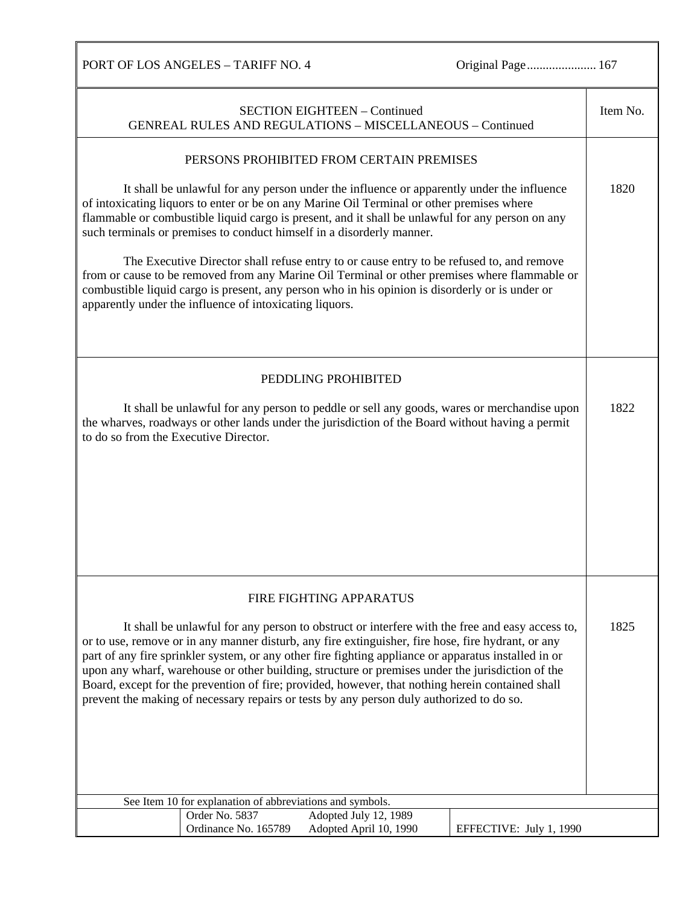SECTION EIGHTEEN – Continued
GENREAL RULES AND REGULATIONS – MISCELLANEOUS – Continued

### PERSONS PROHIBITED FROM CERTAIN PREMISES

**Item No. 1820**

It shall be unlawful for any person under the influence or apparently under the influence of intoxicating liquors to enter or be on any Marine Oil Terminal or other premises where flammable or combustible liquid cargo is present, and it shall be unlawful for any person on any such terminals or premises to conduct himself in a disorderly manner.

The Executive Director shall refuse entry to or cause entry to be refused to, and remove from or cause to be removed from any Marine Oil Terminal or other premises where flammable or combustible liquid cargo is present, any person who in his opinion is disorderly or is under or apparently under the influence of intoxicating liquors.

### PEDDLING PROHIBITED

**Item No. 1822**

It shall be unlawful for any person to peddle or sell any goods, wares or merchandise upon the wharves, roadways or other lands under the jurisdiction of the Board without having a permit to do so from the Executive Director.

### FIRE FIGHTING APPARATUS

**Item No. 1825**

It shall be unlawful for any person to obstruct or interfere with the free and easy access to, or to use, remove or in any manner disturb, any fire extinguisher, fire hose, fire hydrant, or any part of any fire sprinkler system, or any other fire fighting appliance or apparatus installed in or upon any wharf, warehouse or other building, structure or premises under the jurisdiction of the Board, except for the prevention of fire; provided, however, that nothing herein contained shall prevent the making of necessary repairs or tests by any person duly authorized to do so.

See Item 10 for explanation of abbreviations and symbols.

| Order No. 5837 | Adopted July 12, 1989 | |
|---|---|---|
| Ordinance No. 165789 | Adopted April 10, 1990 | EFFECTIVE: July 1, 1990 |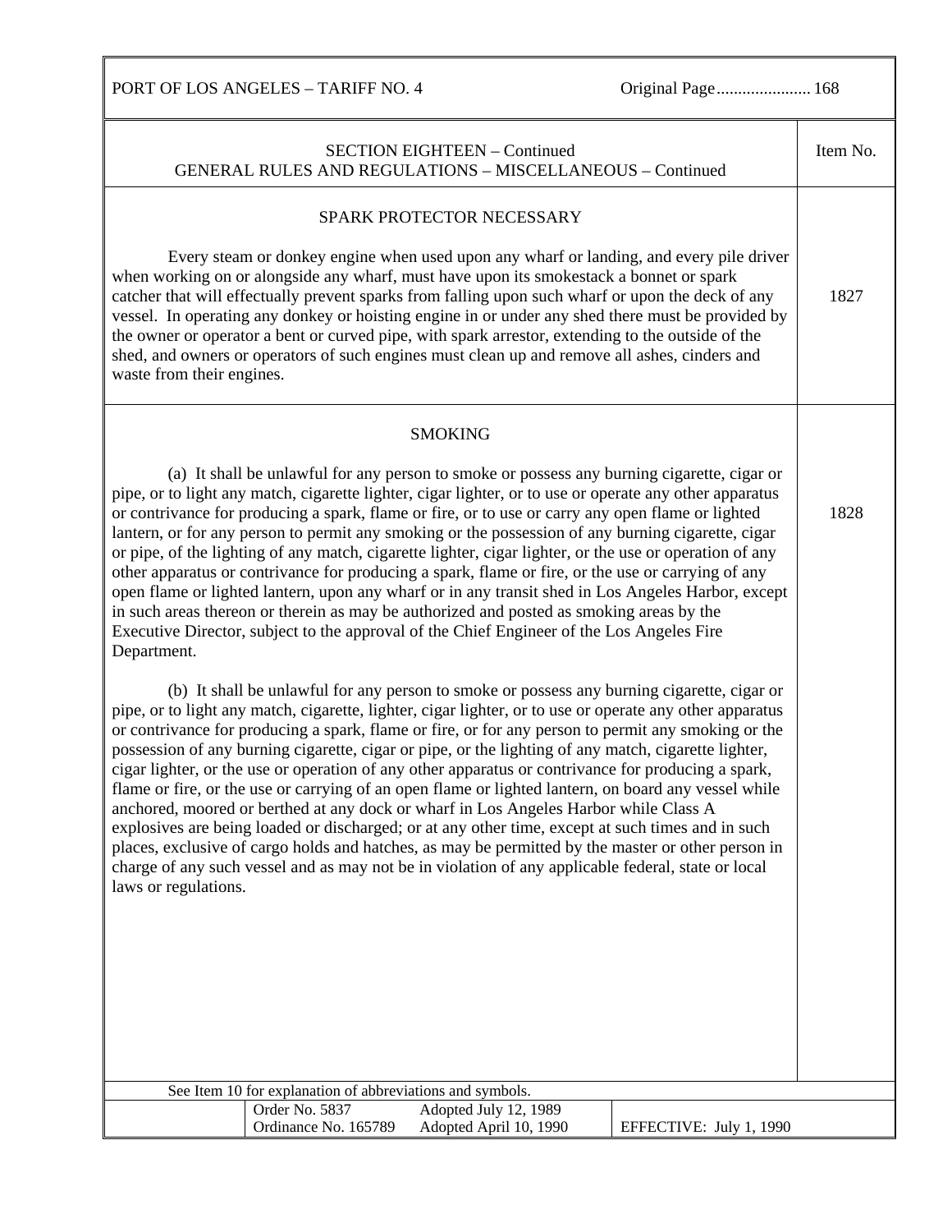## SECTION EIGHTEEN – Continued
## GENERAL RULES AND REGULATIONS – MISCELLANEOUS – Continued

Item No.

### SPARK PROTECTOR NECESSARY

**1827**

Every steam or donkey engine when used upon any wharf or landing, and every pile driver when working on or alongside any wharf, must have upon its smokestack a bonnet or spark catcher that will effectually prevent sparks from falling upon such wharf or upon the deck of any vessel. In operating any donkey or hoisting engine in or under any shed there must be provided by the owner or operator a bent or curved pipe, with spark arrestor, extending to the outside of the shed, and owners or operators of such engines must clean up and remove all ashes, cinders and waste from their engines.

### SMOKING

**1828**

(a) It shall be unlawful for any person to smoke or possess any burning cigarette, cigar or pipe, or to light any match, cigarette lighter, cigar lighter, or to use or operate any other apparatus or contrivance for producing a spark, flame or fire, or to use or carry any open flame or lighted lantern, or for any person to permit any smoking or the possession of any burning cigarette, cigar or pipe, of the lighting of any match, cigarette lighter, cigar lighter, or the use or operation of any other apparatus or contrivance for producing a spark, flame or fire, or the use or carrying of any open flame or lighted lantern, upon any wharf or in any transit shed in Los Angeles Harbor, except in such areas thereon or therein as may be authorized and posted as smoking areas by the Executive Director, subject to the approval of the Chief Engineer of the Los Angeles Fire Department.

(b) It shall be unlawful for any person to smoke or possess any burning cigarette, cigar or pipe, or to light any match, cigarette, lighter, cigar lighter, or to use or operate any other apparatus or contrivance for producing a spark, flame or fire, or for any person to permit any smoking or the possession of any burning cigarette, cigar or pipe, or the lighting of any match, cigarette lighter, cigar lighter, or the use or operation of any other apparatus or contrivance for producing a spark, flame or fire, or the use or carrying of an open flame or lighted lantern, on board any vessel while anchored, moored or berthed at any dock or wharf in Los Angeles Harbor while Class A explosives are being loaded or discharged; or at any other time, except at such times and in such places, exclusive of cargo holds and hatches, as may be permitted by the master or other person in charge of any such vessel and as may not be in violation of any applicable federal, state or local laws or regulations.

See Item 10 for explanation of abbreviations and symbols.

| Order No. 5837 | Adopted July 12, 1989 | |
|---|---|---|
| Ordinance No. 165789 | Adopted April 10, 1990 | EFFECTIVE: July 1, 1990 |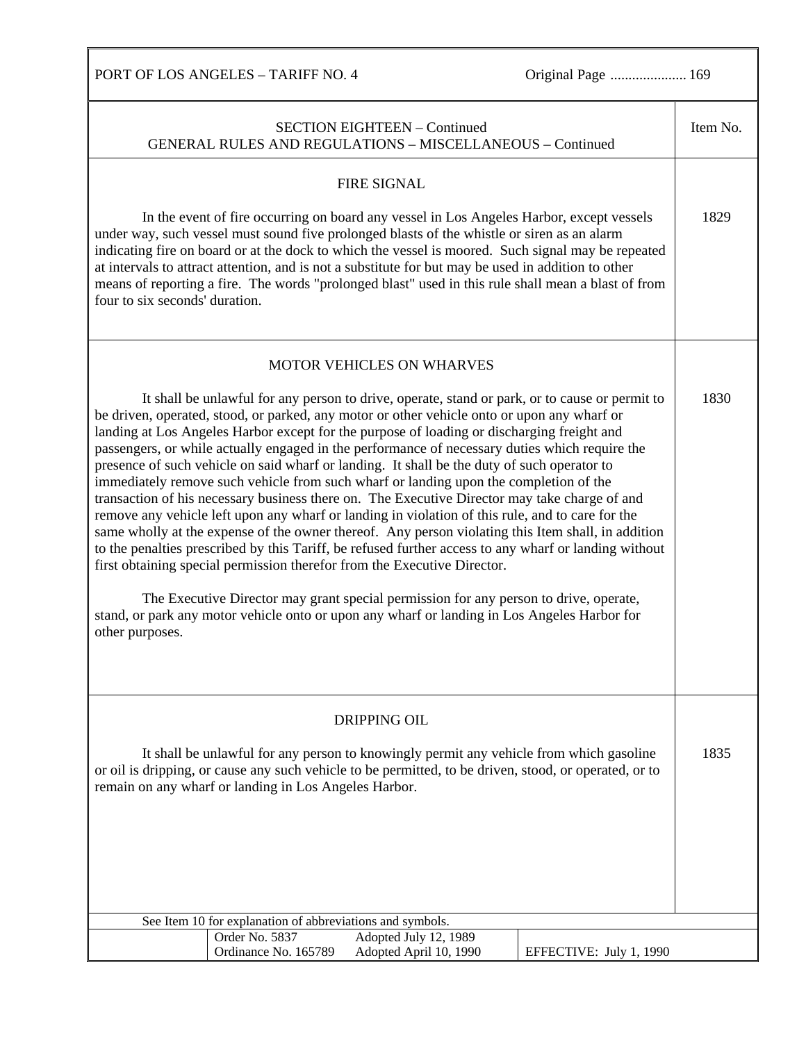## SECTION EIGHTEEN – Continued
## GENERAL RULES AND REGULATIONS – MISCELLANEOUS – Continued

Item No.

### FIRE SIGNAL

**1829**

In the event of fire occurring on board any vessel in Los Angeles Harbor, except vessels under way, such vessel must sound five prolonged blasts of the whistle or siren as an alarm indicating fire on board or at the dock to which the vessel is moored. Such signal may be repeated at intervals to attract attention, and is not a substitute for but may be used in addition to other means of reporting a fire. The words "prolonged blast" used in this rule shall mean a blast of from four to six seconds' duration.

### MOTOR VEHICLES ON WHARVES

**1830**

It shall be unlawful for any person to drive, operate, stand or park, or to cause or permit to be driven, operated, stood, or parked, any motor or other vehicle onto or upon any wharf or landing at Los Angeles Harbor except for the purpose of loading or discharging freight and passengers, or while actually engaged in the performance of necessary duties which require the presence of such vehicle on said wharf or landing. It shall be the duty of such operator to immediately remove such vehicle from such wharf or landing upon the completion of the transaction of his necessary business there on. The Executive Director may take charge of and remove any vehicle left upon any wharf or landing in violation of this rule, and to care for the same wholly at the expense of the owner thereof. Any person violating this Item shall, in addition to the penalties prescribed by this Tariff, be refused further access to any wharf or landing without first obtaining special permission therefor from the Executive Director.

The Executive Director may grant special permission for any person to drive, operate, stand, or park any motor vehicle onto or upon any wharf or landing in Los Angeles Harbor for other purposes.

### DRIPPING OIL

**1835**

It shall be unlawful for any person to knowingly permit any vehicle from which gasoline or oil is dripping, or cause any such vehicle to be permitted, to be driven, stood, or operated, or to remain on any wharf or landing in Los Angeles Harbor.

See Item 10 for explanation of abbreviations and symbols.

| | | | |
|---|---|---|---|
| | Order No. 5837 | Adopted July 12, 1989 | |
| | Ordinance No. 165789 | Adopted April 10, 1990 | EFFECTIVE: July 1, 1990 |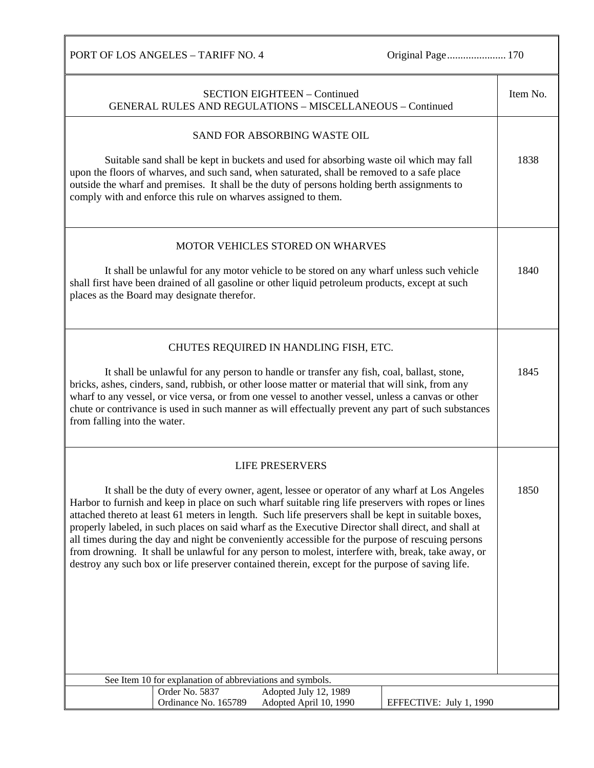SECTION EIGHTEEN – Continued
GENERAL RULES AND REGULATIONS – MISCELLANEOUS – Continued

### SAND FOR ABSORBING WASTE OIL

**Item No. 1838**

Suitable sand shall be kept in buckets and used for absorbing waste oil which may fall upon the floors of wharves, and such sand, when saturated, shall be removed to a safe place outside the wharf and premises. It shall be the duty of persons holding berth assignments to comply with and enforce this rule on wharves assigned to them.

### MOTOR VEHICLES STORED ON WHARVES

**Item No. 1840**

It shall be unlawful for any motor vehicle to be stored on any wharf unless such vehicle shall first have been drained of all gasoline or other liquid petroleum products, except at such places as the Board may designate therefor.

### CHUTES REQUIRED IN HANDLING FISH, ETC.

**Item No. 1845**

It shall be unlawful for any person to handle or transfer any fish, coal, ballast, stone, bricks, ashes, cinders, sand, rubbish, or other loose matter or material that will sink, from any wharf to any vessel, or vice versa, or from one vessel to another vessel, unless a canvas or other chute or contrivance is used in such manner as will effectually prevent any part of such substances from falling into the water.

### LIFE PRESERVERS

**Item No. 1850**

It shall be the duty of every owner, agent, lessee or operator of any wharf at Los Angeles Harbor to furnish and keep in place on such wharf suitable ring life preservers with ropes or lines attached thereto at least 61 meters in length. Such life preservers shall be kept in suitable boxes, properly labeled, in such places on said wharf as the Executive Director shall direct, and shall at all times during the day and night be conveniently accessible for the purpose of rescuing persons from drowning. It shall be unlawful for any person to molest, interfere with, break, take away, or destroy any such box or life preserver contained therein, except for the purpose of saving life.

See Item 10 for explanation of abbreviations and symbols.

| Order No. 5837 | Adopted July 12, 1989 | |
|---|---|---|
| Ordinance No. 165789 | Adopted April 10, 1990 | EFFECTIVE: July 1, 1990 |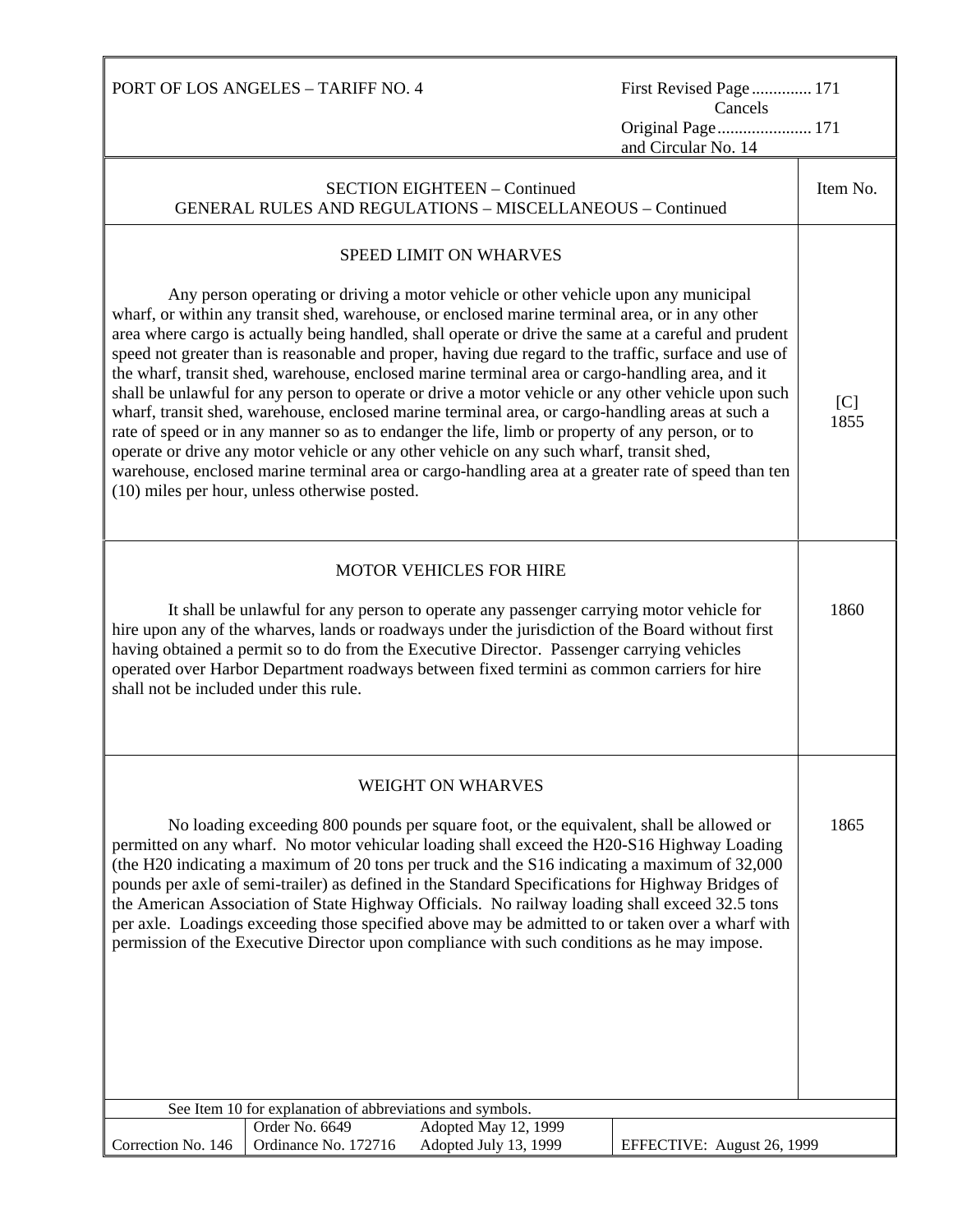SECTION EIGHTEEN – Continued
GENERAL RULES AND REGULATIONS – MISCELLANEOUS – Continued

| | Item No. |
|---|---|
| **SPEED LIMIT ON WHARVES**<br><br>Any person operating or driving a motor vehicle or other vehicle upon any municipal wharf, or within any transit shed, warehouse, or enclosed marine terminal area, or in any other area where cargo is actually being handled, shall operate or drive the same at a careful and prudent speed not greater than is reasonable and proper, having due regard to the traffic, surface and use of the wharf, transit shed, warehouse, enclosed marine terminal area or cargo-handling area, and it shall be unlawful for any person to operate or drive a motor vehicle or any other vehicle upon such wharf, transit shed, warehouse, enclosed marine terminal area, or cargo-handling areas at such a rate of speed or in any manner so as to endanger the life, limb or property of any person, or to operate or drive any motor vehicle or any other vehicle on any such wharf, transit shed, warehouse, enclosed marine terminal area or cargo-handling area at a greater rate of speed than ten (10) miles per hour, unless otherwise posted. | [C] 1855 |
| **MOTOR VEHICLES FOR HIRE**<br><br>It shall be unlawful for any person to operate any passenger carrying motor vehicle for hire upon any of the wharves, lands or roadways under the jurisdiction of the Board without first having obtained a permit so to do from the Executive Director. Passenger carrying vehicles operated over Harbor Department roadways between fixed termini as common carriers for hire shall not be included under this rule. | 1860 |
| **WEIGHT ON WHARVES**<br><br>No loading exceeding 800 pounds per square foot, or the equivalent, shall be allowed or permitted on any wharf. No motor vehicular loading shall exceed the H20-S16 Highway Loading (the H20 indicating a maximum of 20 tons per truck and the S16 indicating a maximum of 32,000 pounds per axle of semi-trailer) as defined in the Standard Specifications for Highway Bridges of the American Association of State Highway Officials. No railway loading shall exceed 32.5 tons per axle. Loadings exceeding those specified above may be admitted to or taken over a wharf with permission of the Executive Director upon compliance with such conditions as he may impose. | 1865 |

See Item 10 for explanation of abbreviations and symbols.

| Correction No. 146 | Order No. 6649<br>Ordinance No. 172716 | Adopted May 12, 1999<br>Adopted July 13, 1999 | EFFECTIVE: August 26, 1999 |
|---|---|---|---|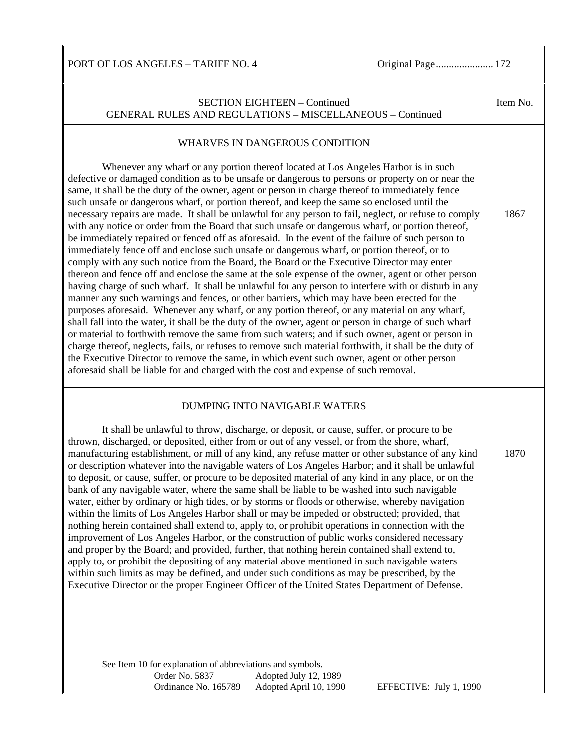## SECTION EIGHTEEN – Continued
## GENERAL RULES AND REGULATIONS – MISCELLANEOUS – Continued

### WHARVES IN DANGEROUS CONDITION

**Item No. 1867**

Whenever any wharf or any portion thereof located at Los Angeles Harbor is in such defective or damaged condition as to be unsafe or dangerous to persons or property on or near the same, it shall be the duty of the owner, agent or person in charge thereof to immediately fence such unsafe or dangerous wharf, or portion thereof, and keep the same so enclosed until the necessary repairs are made. It shall be unlawful for any person to fail, neglect, or refuse to comply with any notice or order from the Board that such unsafe or dangerous wharf, or portion thereof, be immediately repaired or fenced off as aforesaid. In the event of the failure of such person to immediately fence off and enclose such unsafe or dangerous wharf, or portion thereof, or to comply with any such notice from the Board, the Board or the Executive Director may enter thereon and fence off and enclose the same at the sole expense of the owner, agent or other person having charge of such wharf. It shall be unlawful for any person to interfere with or disturb in any manner any such warnings and fences, or other barriers, which may have been erected for the purposes aforesaid. Whenever any wharf, or any portion thereof, or any material on any wharf, shall fall into the water, it shall be the duty of the owner, agent or person in charge of such wharf or material to forthwith remove the same from such waters; and if such owner, agent or person in charge thereof, neglects, fails, or refuses to remove such material forthwith, it shall be the duty of the Executive Director to remove the same, in which event such owner, agent or other person aforesaid shall be liable for and charged with the cost and expense of such removal.

### DUMPING INTO NAVIGABLE WATERS

**Item No. 1870**

It shall be unlawful to throw, discharge, or deposit, or cause, suffer, or procure to be thrown, discharged, or deposited, either from or out of any vessel, or from the shore, wharf, manufacturing establishment, or mill of any kind, any refuse matter or other substance of any kind or description whatever into the navigable waters of Los Angeles Harbor; and it shall be unlawful to deposit, or cause, suffer, or procure to be deposited material of any kind in any place, or on the bank of any navigable water, where the same shall be liable to be washed into such navigable water, either by ordinary or high tides, or by storms or floods or otherwise, whereby navigation within the limits of Los Angeles Harbor shall or may be impeded or obstructed; provided, that nothing herein contained shall extend to, apply to, or prohibit operations in connection with the improvement of Los Angeles Harbor, or the construction of public works considered necessary and proper by the Board; and provided, further, that nothing herein contained shall extend to, apply to, or prohibit the depositing of any material above mentioned in such navigable waters within such limits as may be defined, and under such conditions as may be prescribed, by the Executive Director or the proper Engineer Officer of the United States Department of Defense.

See Item 10 for explanation of abbreviations and symbols.

| Order No. 5837 | Adopted July 12, 1989 | |
|---|---|---|
| Ordinance No. 165789 | Adopted April 10, 1990 | EFFECTIVE: July 1, 1990 |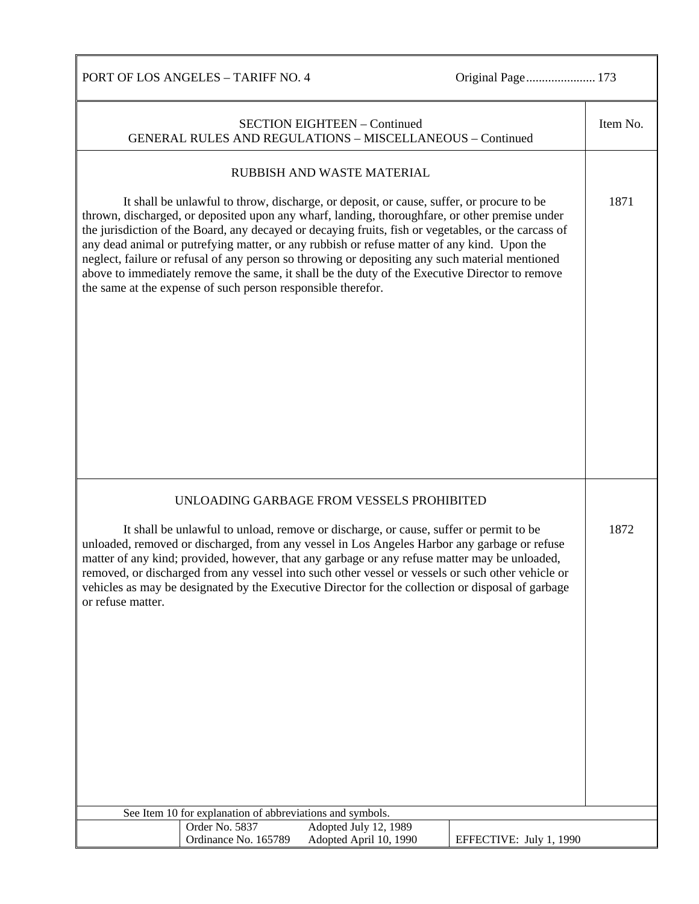## SECTION EIGHTEEN – Continued
## GENERAL RULES AND REGULATIONS – MISCELLANEOUS – Continued

### RUBBISH AND WASTE MATERIAL

**Item No. 1871**

It shall be unlawful to throw, discharge, or deposit, or cause, suffer, or procure to be thrown, discharged, or deposited upon any wharf, landing, thoroughfare, or other premise under the jurisdiction of the Board, any decayed or decaying fruits, fish or vegetables, or the carcass of any dead animal or putrefying matter, or any rubbish or refuse matter of any kind. Upon the neglect, failure or refusal of any person so throwing or depositing any such material mentioned above to immediately remove the same, it shall be the duty of the Executive Director to remove the same at the expense of such person responsible therefor.

### UNLOADING GARBAGE FROM VESSELS PROHIBITED

**Item No. 1872**

It shall be unlawful to unload, remove or discharge, or cause, suffer or permit to be unloaded, removed or discharged, from any vessel in Los Angeles Harbor any garbage or refuse matter of any kind; provided, however, that any garbage or any refuse matter may be unloaded, removed, or discharged from any vessel into such other vessel or vessels or such other vehicle or vehicles as may be designated by the Executive Director for the collection or disposal of garbage or refuse matter.

See Item 10 for explanation of abbreviations and symbols.

| Order No. 5837 | Adopted July 12, 1989 | |
| --- | --- | --- |
| Ordinance No. 165789 | Adopted April 10, 1990 | EFFECTIVE: July 1, 1990 |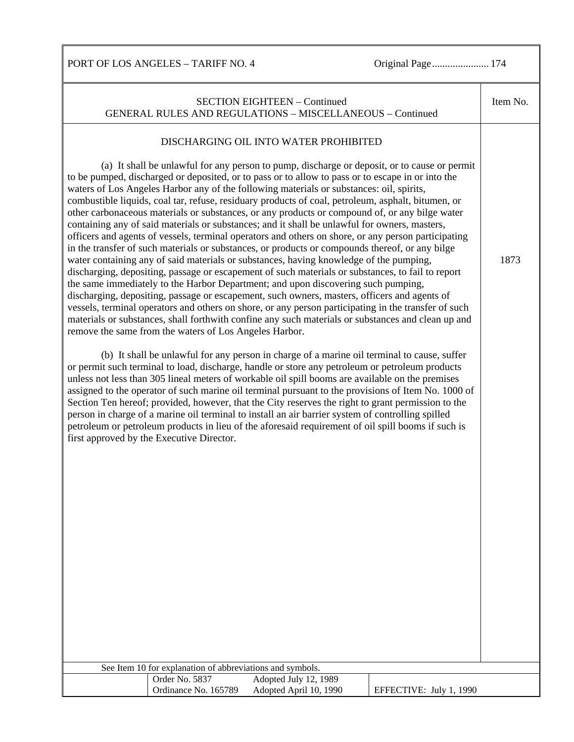SECTION EIGHTEEN – Continued
GENERAL RULES AND REGULATIONS – MISCELLANEOUS – Continued

Item No. 1873

## DISCHARGING OIL INTO WATER PROHIBITED

(a) It shall be unlawful for any person to pump, discharge or deposit, or to cause or permit to be pumped, discharged or deposited, or to pass or to allow to pass or to escape in or into the waters of Los Angeles Harbor any of the following materials or substances: oil, spirits, combustible liquids, coal tar, refuse, residuary products of coal, petroleum, asphalt, bitumen, or other carbonaceous materials or substances, or any products or compound of, or any bilge water containing any of said materials or substances; and it shall be unlawful for owners, masters, officers and agents of vessels, terminal operators and others on shore, or any person participating in the transfer of such materials or substances, or products or compounds thereof, or any bilge water containing any of said materials or substances, having knowledge of the pumping, discharging, depositing, passage or escapement of such materials or substances, to fail to report the same immediately to the Harbor Department; and upon discovering such pumping, discharging, depositing, passage or escapement, such owners, masters, officers and agents of vessels, terminal operators and others on shore, or any person participating in the transfer of such materials or substances, shall forthwith confine any such materials or substances and clean up and remove the same from the waters of Los Angeles Harbor.

(b) It shall be unlawful for any person in charge of a marine oil terminal to cause, suffer or permit such terminal to load, discharge, handle or store any petroleum or petroleum products unless not less than 305 lineal meters of workable oil spill booms are available on the premises assigned to the operator of such marine oil terminal pursuant to the provisions of Item No. 1000 of Section Ten hereof; provided, however, that the City reserves the right to grant permission to the person in charge of a marine oil terminal to install an air barrier system of controlling spilled petroleum or petroleum products in lieu of the aforesaid requirement of oil spill booms if such is first approved by the Executive Director.

See Item 10 for explanation of abbreviations and symbols.

| Order No. 5837 | Adopted July 12, 1989 | |
|---|---|---|
| Ordinance No. 165789 | Adopted April 10, 1990 | EFFECTIVE: July 1, 1990 |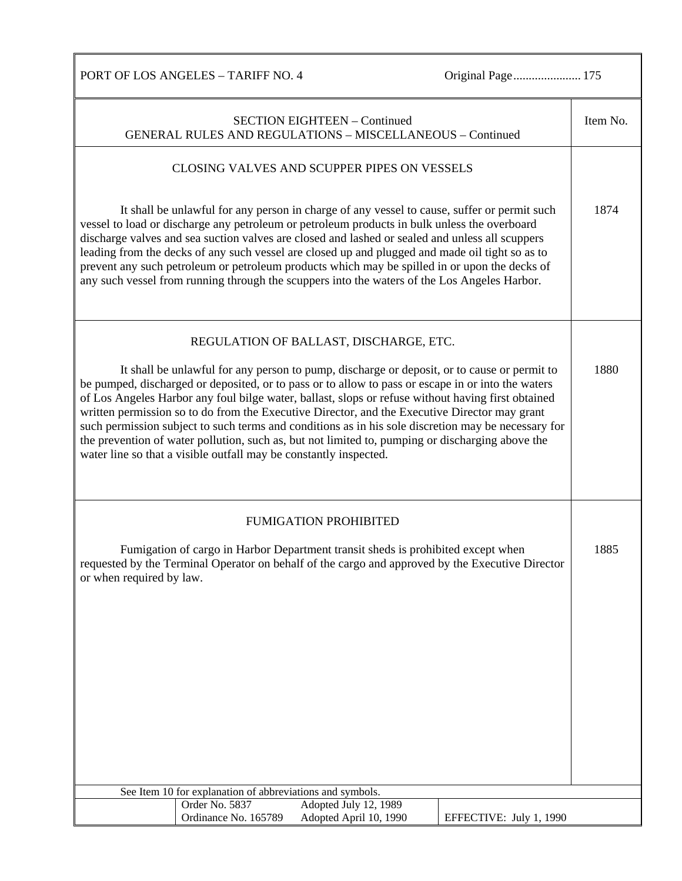## SECTION EIGHTEEN – Continued
## GENERAL RULES AND REGULATIONS – MISCELLANEOUS – Continued

| | Item No. |
|---|---|
| **CLOSING VALVES AND SCUPPER PIPES ON VESSELS**<br><br>It shall be unlawful for any person in charge of any vessel to cause, suffer or permit such vessel to load or discharge any petroleum or petroleum products in bulk unless the overboard discharge valves and sea suction valves are closed and lashed or sealed and unless all scuppers leading from the decks of any such vessel are closed up and plugged and made oil tight so as to prevent any such petroleum or petroleum products which may be spilled in or upon the decks of any such vessel from running through the scuppers into the waters of the Los Angeles Harbor. | 1874 |
| **REGULATION OF BALLAST, DISCHARGE, ETC.**<br><br>It shall be unlawful for any person to pump, discharge or deposit, or to cause or permit to be pumped, discharged or deposited, or to pass or to allow to pass or escape in or into the waters of Los Angeles Harbor any foul bilge water, ballast, slops or refuse without having first obtained written permission so to do from the Executive Director, and the Executive Director may grant such permission subject to such terms and conditions as in his sole discretion may be necessary for the prevention of water pollution, such as, but not limited to, pumping or discharging above the water line so that a visible outfall may be constantly inspected. | 1880 |
| **FUMIGATION PROHIBITED**<br><br>Fumigation of cargo in Harbor Department transit sheds is prohibited except when requested by the Terminal Operator on behalf of the cargo and approved by the Executive Director or when required by law. | 1885 |

See Item 10 for explanation of abbreviations and symbols.

| | | |
|---|---|---|
| Order No. 5837 | Adopted July 12, 1989 | |
| Ordinance No. 165789 | Adopted April 10, 1990 | EFFECTIVE: July 1, 1990 |